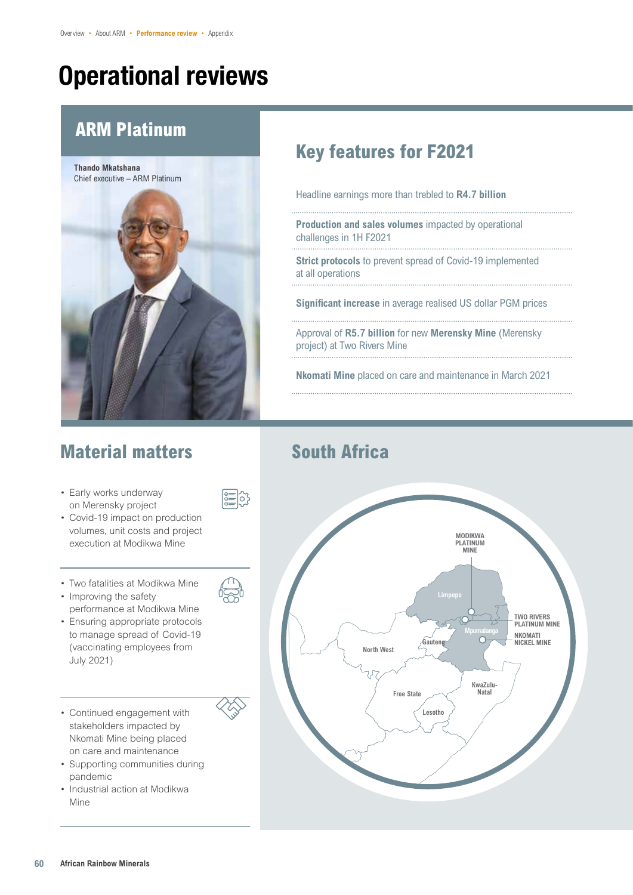# Operational reviews

## ARM Platinum

**Thando Mkatshana**
Chief executive – ARM Platinum

## Key features for F2021

Headline earnings more than trebled to **R4.7 billion**

**Production and sales volumes** impacted by operational challenges in 1H F2021

**Strict protocols** to prevent spread of Covid-19 implemented at all operations

**Significant increase** in average realised US dollar PGM prices

Approval of **R5.7 billion** for new **Merensky Mine** (Merensky project) at Two Rivers Mine

**Nkomati Mine** placed on care and maintenance in March 2021

## Material matters

- Early works underway on Merensky project
- Covid-19 impact on production volumes, unit costs and project execution at Modikwa Mine

- Two fatalities at Modikwa Mine
- Improving the safety performance at Modikwa Mine
- Ensuring appropriate protocols to manage spread of Covid-19 (vaccinating employees from July 2021)

- Continued engagement with stakeholders impacted by Nkomati Mine being placed on care and maintenance
- Supporting communities during pandemic
- Industrial action at Modikwa Mine

## South Africa

MODIKWA PLATINUM MINE

TWO RIVERS PLATINUM MINE

NKOMATI NICKEL MINE

Limpopo

Mpumalanga

Gauteng

North West

Free State

KwaZulu-Natal

Lesotho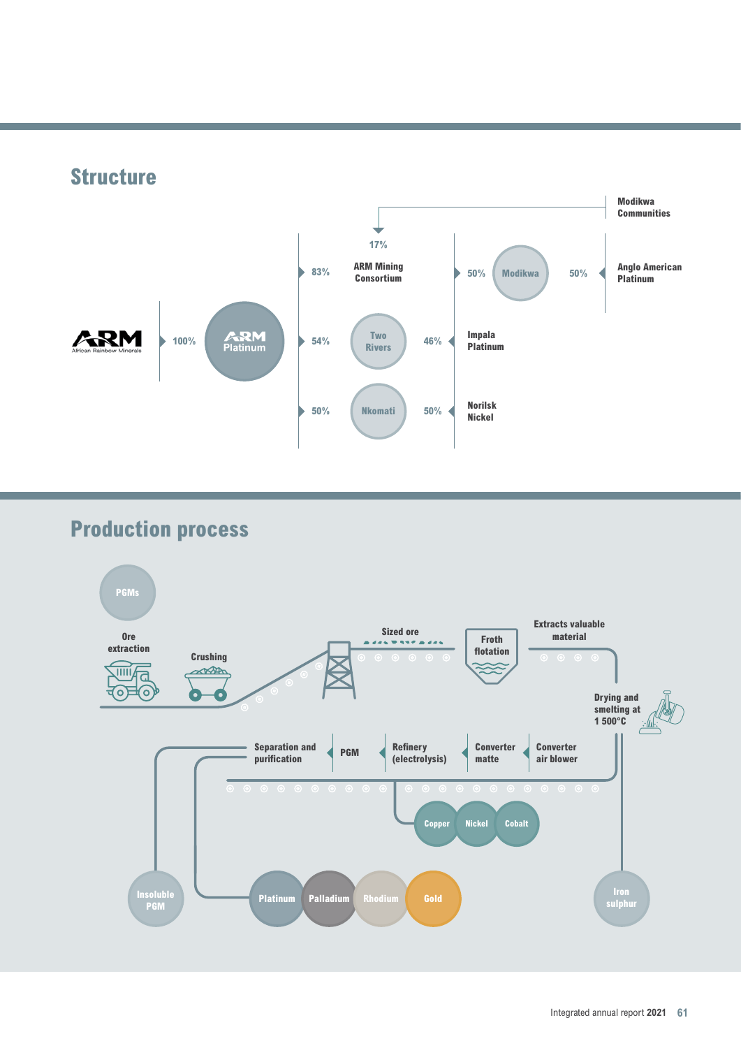## Structure

ARM African Rainbow Minerals — 100% — ARM Platinum

- 83% — ARM Mining Consortium (17% — Modikwa Communities)
  - 50% — Modikwa — 50% — Anglo American Platinum
- 54% — Two Rivers — 46% — Impala Platinum
- 50% — Nkomati — 50% — Norilsk Nickel

## Production process

PGMs

Ore extraction

Crushing

Sized ore

Froth flotation

Extracts valuable material

Drying and smelting at 1 500°C

Converter air blower

Converter matte

Refinery (electrolysis)

PGM

Separation and purification

Copper | Nickel | Cobalt

Iron sulphur

Insoluble PGM

Platinum | Palladium | Rhodium | Gold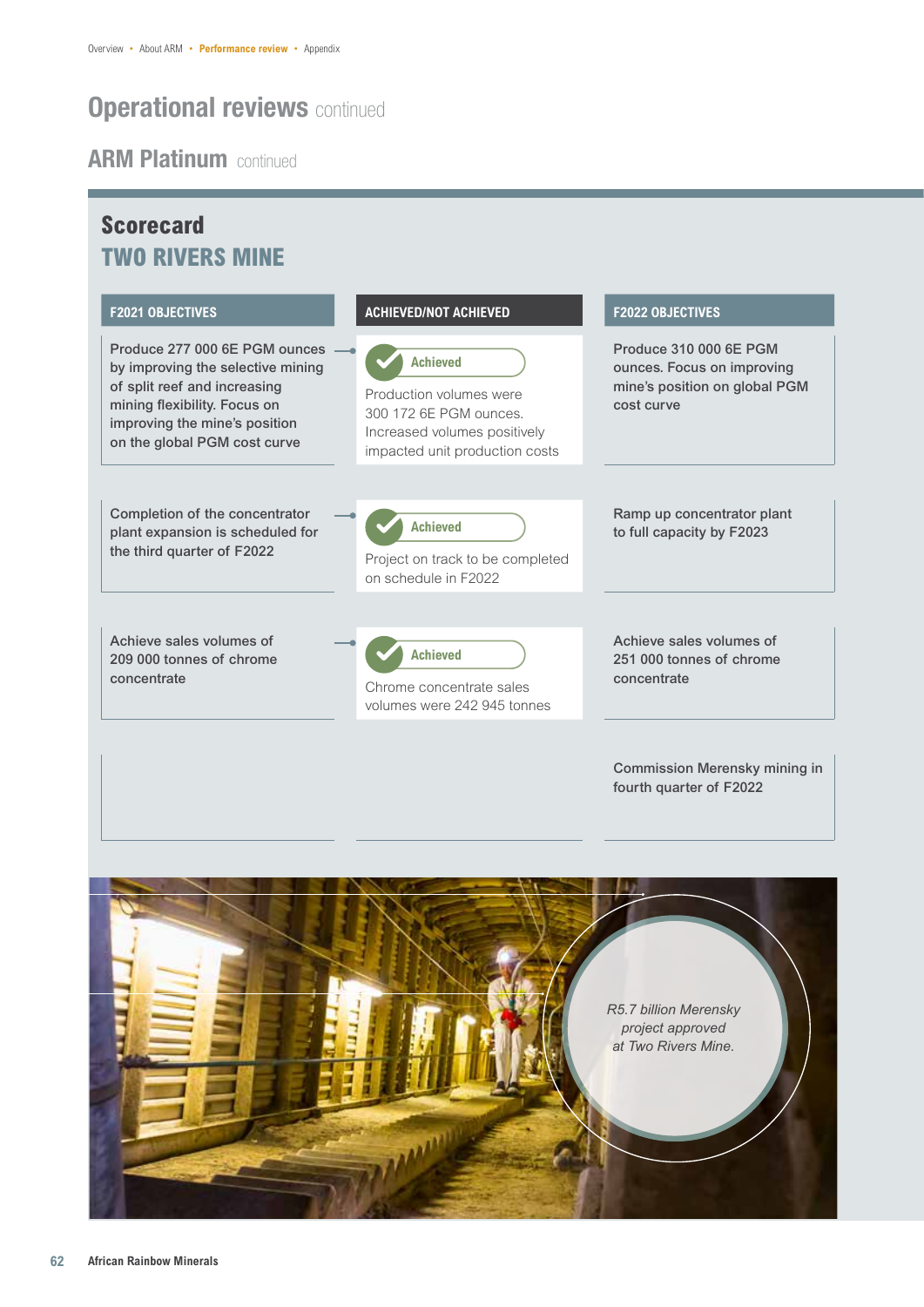# Operational reviews continued

## ARM Platinum continued

### Scorecard

### TWO RIVERS MINE

| F2021 OBJECTIVES | ACHIEVED/NOT ACHIEVED | F2022 OBJECTIVES |
|---|---|---|
| Produce 277 000 6E PGM ounces by improving the selective mining of split reef and increasing mining flexibility. Focus on improving the mine's position on the global PGM cost curve | Achieved<br>Production volumes were 300 172 6E PGM ounces. Increased volumes positively impacted unit production costs | Produce 310 000 6E PGM ounces. Focus on improving mine's position on global PGM cost curve |
| Completion of the concentrator plant expansion is scheduled for the third quarter of F2022 | Achieved<br>Project on track to be completed on schedule in F2022 | Ramp up concentrator plant to full capacity by F2023 |
| Achieve sales volumes of 209 000 tonnes of chrome concentrate | Achieved<br>Chrome concentrate sales volumes were 242 945 tonnes | Achieve sales volumes of 251 000 tonnes of chrome concentrate |
| | | Commission Merensky mining in fourth quarter of F2022 |

*R5.7 billion Merensky project approved at Two Rivers Mine.*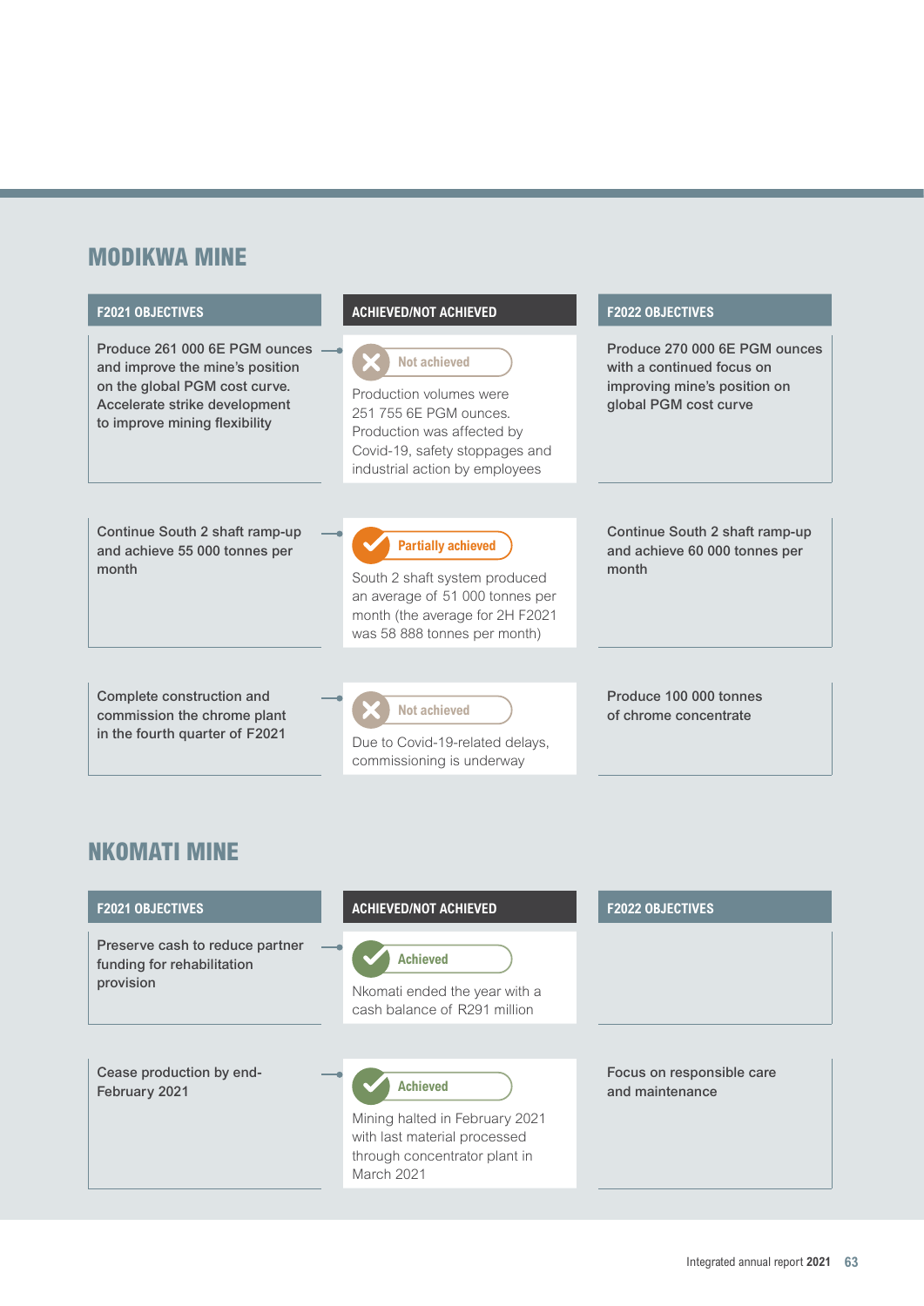## MODIKWA MINE

| F2021 OBJECTIVES | ACHIEVED/NOT ACHIEVED | F2022 OBJECTIVES |
|---|---|---|
| Produce 261 000 6E PGM ounces and improve the mine's position on the global PGM cost curve. Accelerate strike development to improve mining flexibility | **Not achieved** Production volumes were 251 755 6E PGM ounces. Production was affected by Covid-19, safety stoppages and industrial action by employees | Produce 270 000 6E PGM ounces with a continued focus on improving mine's position on global PGM cost curve |
| Continue South 2 shaft ramp-up and achieve 55 000 tonnes per month | **Partially achieved** South 2 shaft system produced an average of 51 000 tonnes per month (the average for 2H F2021 was 58 888 tonnes per month) | Continue South 2 shaft ramp-up and achieve 60 000 tonnes per month |
| Complete construction and commission the chrome plant in the fourth quarter of F2021 | **Not achieved** Due to Covid-19-related delays, commissioning is underway | Produce 100 000 tonnes of chrome concentrate |

## NKOMATI MINE

| F2021 OBJECTIVES | ACHIEVED/NOT ACHIEVED | F2022 OBJECTIVES |
|---|---|---|
| Preserve cash to reduce partner funding for rehabilitation provision | **Achieved** Nkomati ended the year with a cash balance of R291 million | |
| Cease production by end-February 2021 | **Achieved** Mining halted in February 2021 with last material processed through concentrator plant in March 2021 | Focus on responsible care and maintenance |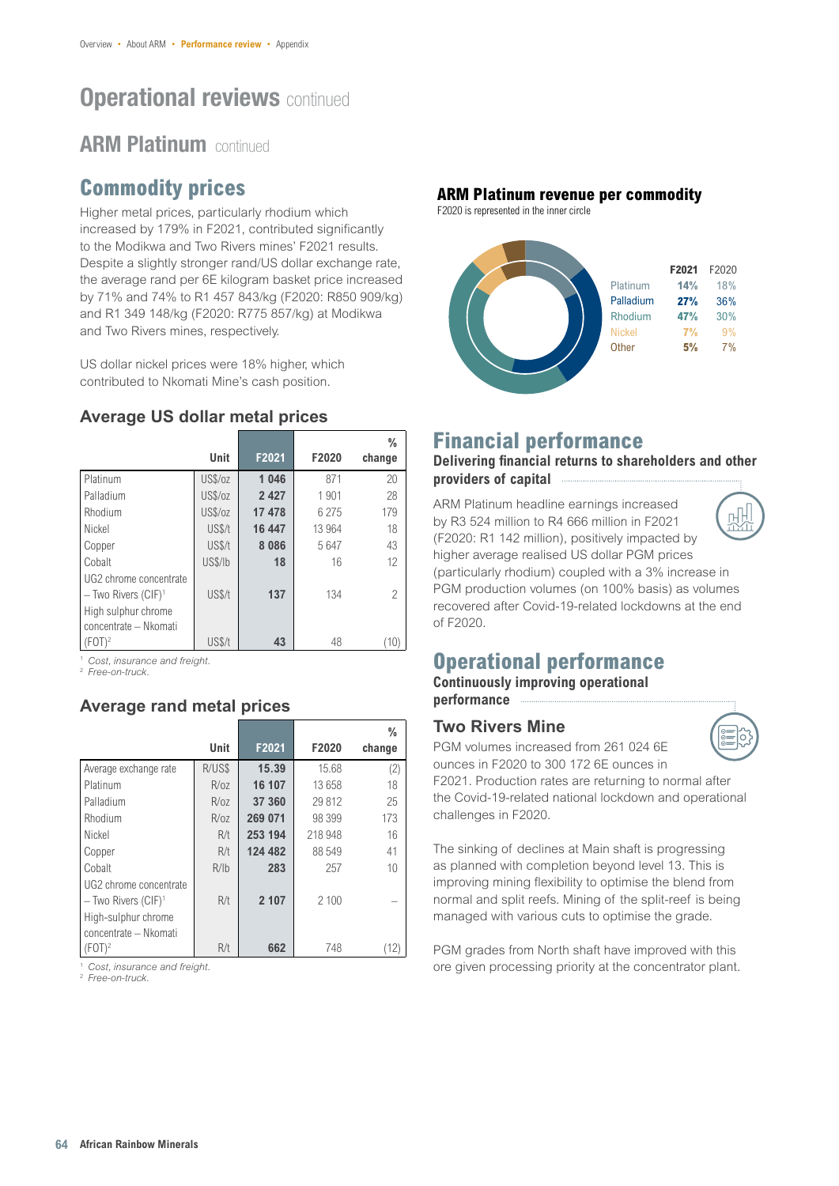# Operational reviews continued

## ARM Platinum continued

## Commodity prices

Higher metal prices, particularly rhodium which increased by 179% in F2021, contributed significantly to the Modikwa and Two Rivers mines' F2021 results. Despite a slightly stronger rand/US dollar exchange rate, the average rand per 6E kilogram basket price increased by 71% and 74% to R1 457 843/kg (F2020: R850 909/kg) and R1 349 148/kg (F2020: R775 857/kg) at Modikwa and Two Rivers mines, respectively.

US dollar nickel prices were 18% higher, which contributed to Nkomati Mine's cash position.

### Average US dollar metal prices

| | Unit | F2021 | F2020 | % change |
|---|---|---|---|---|
| Platinum | US$/oz | **1 046** | 871 | 20 |
| Palladium | US$/oz | **2 427** | 1 901 | 28 |
| Rhodium | US$/oz | **17 478** | 6 275 | 179 |
| Nickel | US$/t | **16 447** | 13 964 | 18 |
| Copper | US$/t | **8 086** | 5 647 | 43 |
| Cobalt | US$/lb | **18** | 16 | 12 |
| UG2 chrome concentrate – Two Rivers (CIF)[1] | US$/t | **137** | 134 | 2 |
| High sulphur chrome concentrate – Nkomati (FOT)[2] | US$/t | **43** | 48 | (10) |

[1] *Cost, insurance and freight.*
[2] *Free-on-truck.*

### Average rand metal prices

| | Unit | F2021 | F2020 | % change |
|---|---|---|---|---|
| Average exchange rate | R/US$ | **15.39** | 15.68 | (2) |
| Platinum | R/oz | **16 107** | 13 658 | 18 |
| Palladium | R/oz | **37 360** | 29 812 | 25 |
| Rhodium | R/oz | **269 071** | 98 399 | 173 |
| Nickel | R/t | **253 194** | 218 948 | 16 |
| Copper | R/t | **124 482** | 88 549 | 41 |
| Cobalt | R/lb | **283** | 257 | 10 |
| UG2 chrome concentrate – Two Rivers (CIF)[1] | R/t | **2 107** | 2 100 | – |
| High-sulphur chrome concentrate – Nkomati (FOT)[2] | R/t | **662** | 748 | (12) |

[1] *Cost, insurance and freight.*
[2] *Free-on-truck.*

### ARM Platinum revenue per commodity

F2020 is represented in the inner circle

| | F2021 | F2020 |
|---|---|---|
| Platinum | **14%** | 18% |
| Palladium | **27%** | 36% |
| Rhodium | **47%** | 30% |
| Nickel | **7%** | 9% |
| Other | **5%** | 7% |

## Financial performance

**Delivering financial returns to shareholders and other providers of capital**

ARM Platinum headline earnings increased by R3 524 million to R4 666 million in F2021 (F2020: R1 142 million), positively impacted by higher average realised US dollar PGM prices (particularly rhodium) coupled with a 3% increase in PGM production volumes (on 100% basis) as volumes recovered after Covid-19-related lockdowns at the end of F2020.

## Operational performance

**Continuously improving operational performance**

### Two Rivers Mine

PGM volumes increased from 261 024 6E ounces in F2020 to 300 172 6E ounces in F2021. Production rates are returning to normal after the Covid-19-related national lockdown and operational challenges in F2020.

The sinking of declines at Main shaft is progressing as planned with completion beyond level 13. This is improving mining flexibility to optimise the blend from normal and split reefs. Mining of the split-reef is being managed with various cuts to optimise the grade.

PGM grades from North shaft have improved with this ore given processing priority at the concentrator plant.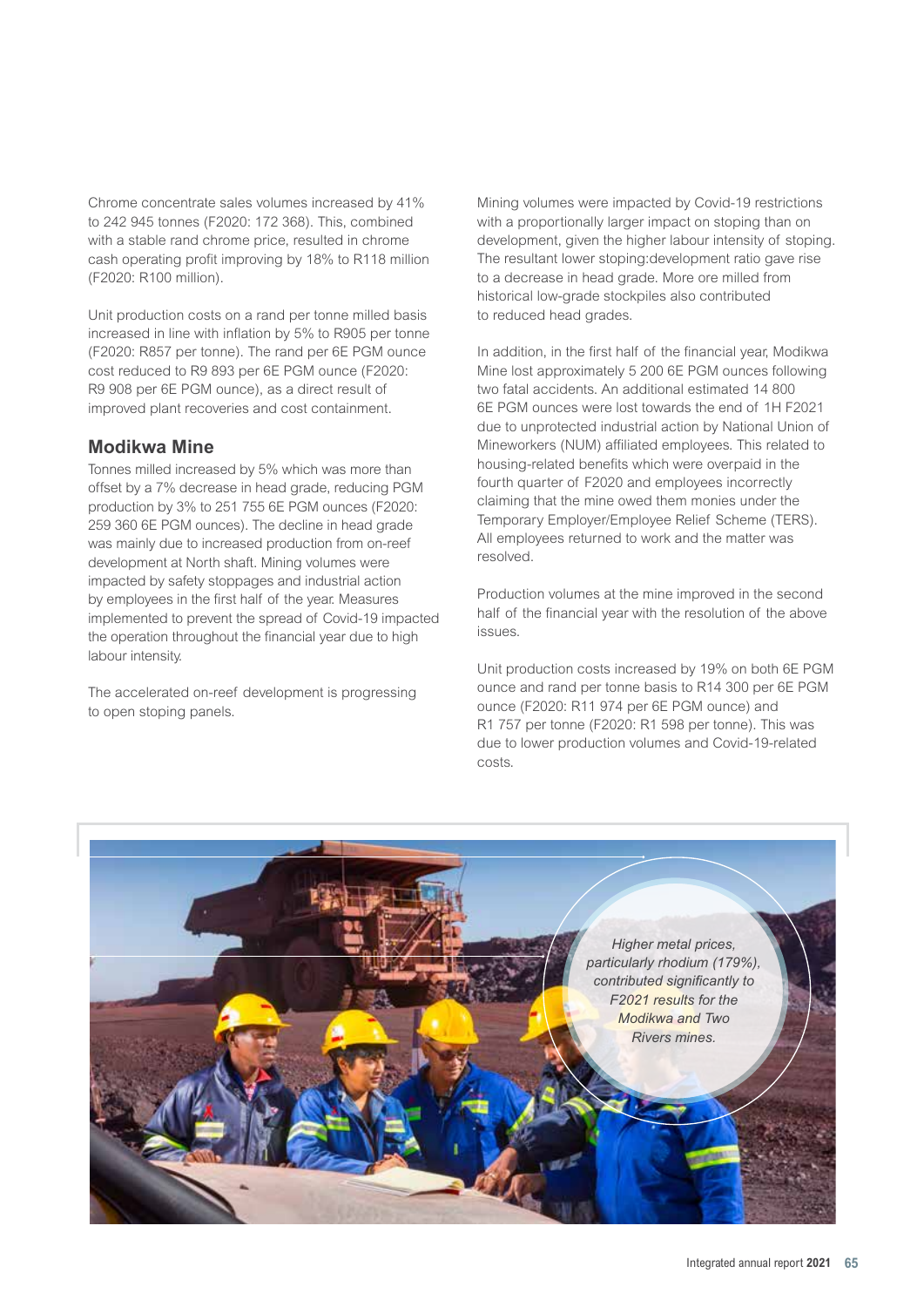Chrome concentrate sales volumes increased by 41% to 242 945 tonnes (F2020: 172 368). This, combined with a stable rand chrome price, resulted in chrome cash operating profit improving by 18% to R118 million (F2020: R100 million).

Unit production costs on a rand per tonne milled basis increased in line with inflation by 5% to R905 per tonne (F2020: R857 per tonne). The rand per 6E PGM ounce cost reduced to R9 893 per 6E PGM ounce (F2020: R9 908 per 6E PGM ounce), as a direct result of improved plant recoveries and cost containment.

## Modikwa Mine

Tonnes milled increased by 5% which was more than offset by a 7% decrease in head grade, reducing PGM production by 3% to 251 755 6E PGM ounces (F2020: 259 360 6E PGM ounces). The decline in head grade was mainly due to increased production from on-reef development at North shaft. Mining volumes were impacted by safety stoppages and industrial action by employees in the first half of the year. Measures implemented to prevent the spread of Covid-19 impacted the operation throughout the financial year due to high labour intensity.

The accelerated on-reef development is progressing to open stoping panels.

Mining volumes were impacted by Covid-19 restrictions with a proportionally larger impact on stoping than on development, given the higher labour intensity of stoping. The resultant lower stoping:development ratio gave rise to a decrease in head grade. More ore milled from historical low-grade stockpiles also contributed to reduced head grades.

In addition, in the first half of the financial year, Modikwa Mine lost approximately 5 200 6E PGM ounces following two fatal accidents. An additional estimated 14 800 6E PGM ounces were lost towards the end of 1H F2021 due to unprotected industrial action by National Union of Mineworkers (NUM) affiliated employees. This related to housing-related benefits which were overpaid in the fourth quarter of F2020 and employees incorrectly claiming that the mine owed them monies under the Temporary Employer/Employee Relief Scheme (TERS). All employees returned to work and the matter was resolved.

Production volumes at the mine improved in the second half of the financial year with the resolution of the above issues.

Unit production costs increased by 19% on both 6E PGM ounce and rand per tonne basis to R14 300 per 6E PGM ounce (F2020: R11 974 per 6E PGM ounce) and R1 757 per tonne (F2020: R1 598 per tonne). This was due to lower production volumes and Covid-19-related costs.

*Higher metal prices, particularly rhodium (179%), contributed significantly to F2021 results for the Modikwa and Two Rivers mines.*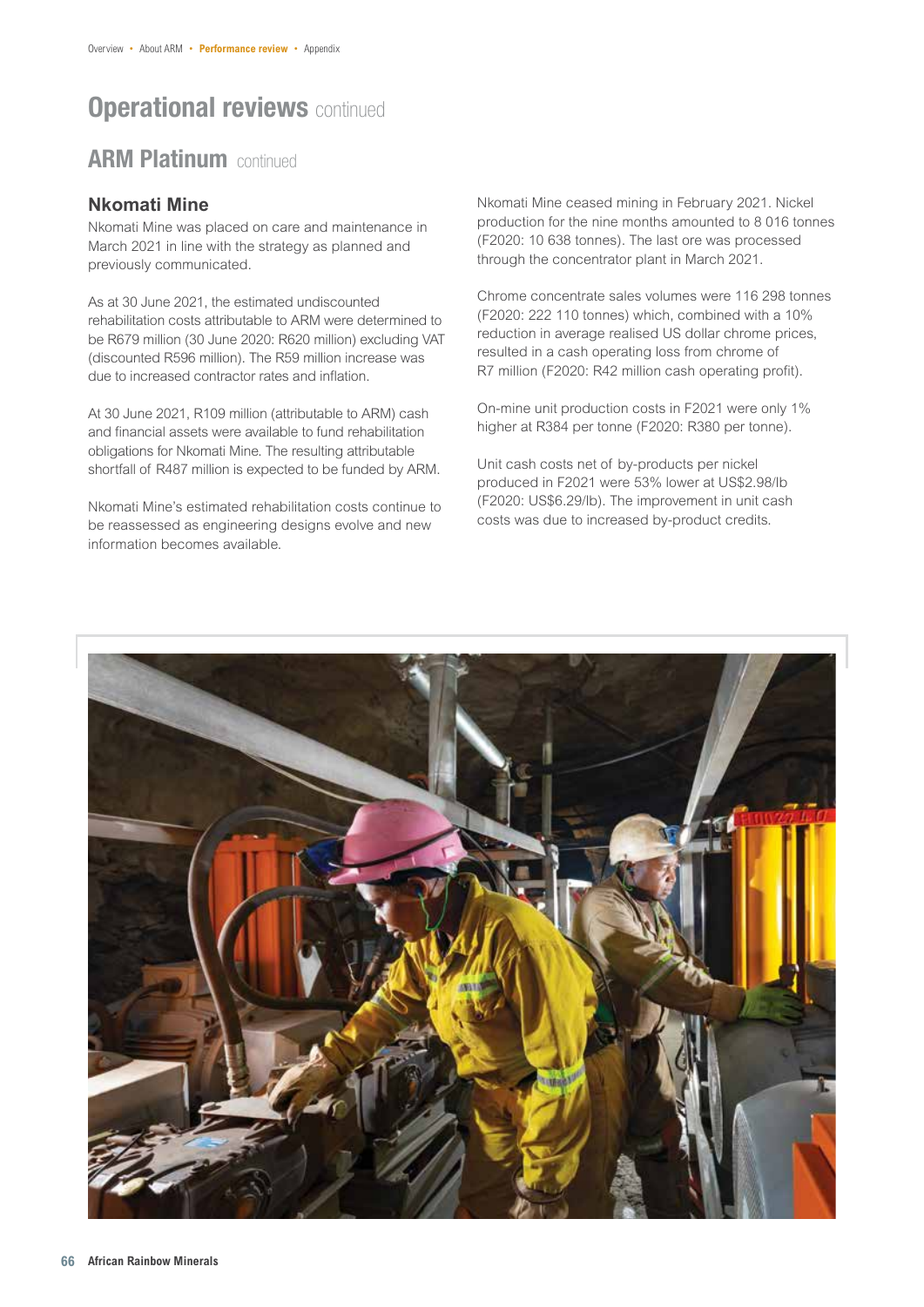# Operational reviews continued

## ARM Platinum continued

### Nkomati Mine

Nkomati Mine was placed on care and maintenance in March 2021 in line with the strategy as planned and previously communicated.

As at 30 June 2021, the estimated undiscounted rehabilitation costs attributable to ARM were determined to be R679 million (30 June 2020: R620 million) excluding VAT (discounted R596 million). The R59 million increase was due to increased contractor rates and inflation.

At 30 June 2021, R109 million (attributable to ARM) cash and financial assets were available to fund rehabilitation obligations for Nkomati Mine. The resulting attributable shortfall of R487 million is expected to be funded by ARM.

Nkomati Mine's estimated rehabilitation costs continue to be reassessed as engineering designs evolve and new information becomes available.

Nkomati Mine ceased mining in February 2021. Nickel production for the nine months amounted to 8 016 tonnes (F2020: 10 638 tonnes). The last ore was processed through the concentrator plant in March 2021.

Chrome concentrate sales volumes were 116 298 tonnes (F2020: 222 110 tonnes) which, combined with a 10% reduction in average realised US dollar chrome prices, resulted in a cash operating loss from chrome of R7 million (F2020: R42 million cash operating profit).

On-mine unit production costs in F2021 were only 1% higher at R384 per tonne (F2020: R380 per tonne).

Unit cash costs net of by-products per nickel produced in F2021 were 53% lower at US$2.98/lb (F2020: US$6.29/lb). The improvement in unit cash costs was due to increased by-product credits.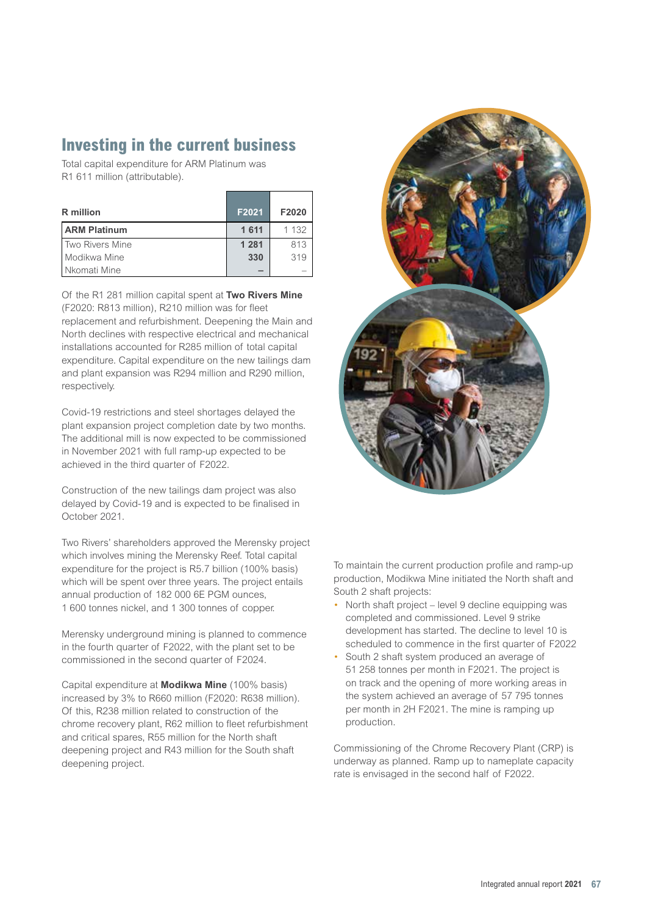## Investing in the current business

Total capital expenditure for ARM Platinum was R1 611 million (attributable).

| R million | F2021 | F2020 |
|---|---|---|
| **ARM Platinum** | **1 611** | 1 132 |
| Two Rivers Mine | **1 281** | 813 |
| Modikwa Mine | **330** | 319 |
| Nkomati Mine | **–** | – |

Of the R1 281 million capital spent at **Two Rivers Mine** (F2020: R813 million), R210 million was for fleet replacement and refurbishment. Deepening the Main and North declines with respective electrical and mechanical installations accounted for R285 million of total capital expenditure. Capital expenditure on the new tailings dam and plant expansion was R294 million and R290 million, respectively.

Covid-19 restrictions and steel shortages delayed the plant expansion project completion date by two months. The additional mill is now expected to be commissioned in November 2021 with full ramp-up expected to be achieved in the third quarter of F2022.

Construction of the new tailings dam project was also delayed by Covid-19 and is expected to be finalised in October 2021.

Two Rivers' shareholders approved the Merensky project which involves mining the Merensky Reef. Total capital expenditure for the project is R5.7 billion (100% basis) which will be spent over three years. The project entails annual production of 182 000 6E PGM ounces, 1 600 tonnes nickel, and 1 300 tonnes of copper.

Merensky underground mining is planned to commence in the fourth quarter of F2022, with the plant set to be commissioned in the second quarter of F2024.

Capital expenditure at **Modikwa Mine** (100% basis) increased by 3% to R660 million (F2020: R638 million). Of this, R238 million related to construction of the chrome recovery plant, R62 million to fleet refurbishment and critical spares, R55 million for the North shaft deepening project and R43 million for the South shaft deepening project.

To maintain the current production profile and ramp-up production, Modikwa Mine initiated the North shaft and South 2 shaft projects:

- North shaft project – level 9 decline equipping was completed and commissioned. Level 9 strike development has started. The decline to level 10 is scheduled to commence in the first quarter of F2022
- South 2 shaft system produced an average of 51 258 tonnes per month in F2021. The project is on track and the opening of more working areas in the system achieved an average of 57 795 tonnes per month in 2H F2021. The mine is ramping up production.

Commissioning of the Chrome Recovery Plant (CRP) is underway as planned. Ramp up to nameplate capacity rate is envisaged in the second half of F2022.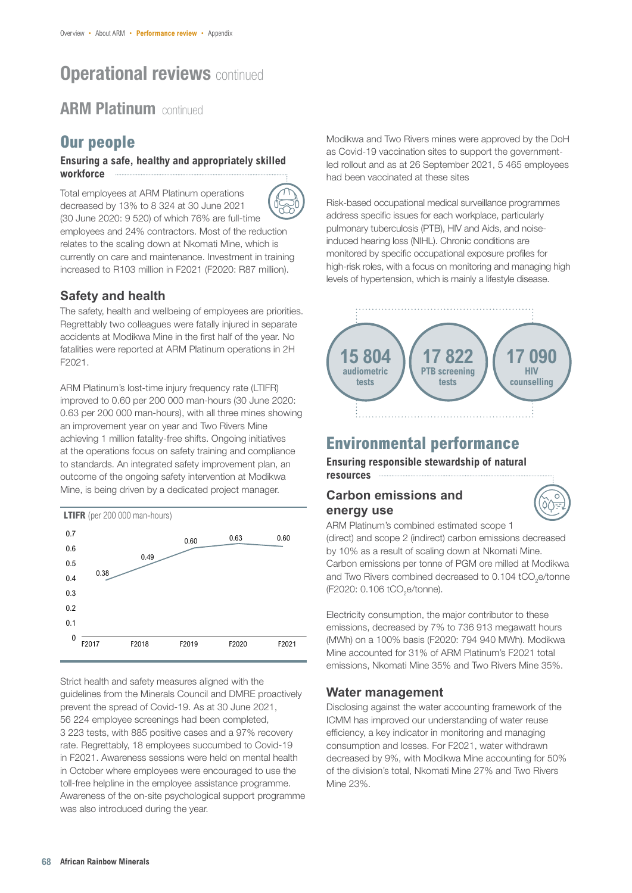# Operational reviews continued

## ARM Platinum continued

## Our people

**Ensuring a safe, healthy and appropriately skilled workforce**

Total employees at ARM Platinum operations decreased by 13% to 8 324 at 30 June 2021 (30 June 2020: 9 520) of which 76% are full-time employees and 24% contractors. Most of the reduction relates to the scaling down at Nkomati Mine, which is currently on care and maintenance. Investment in training increased to R103 million in F2021 (F2020: R87 million).

### Safety and health

The safety, health and wellbeing of employees are priorities. Regrettably two colleagues were fatally injured in separate accidents at Modikwa Mine in the first half of the year. No fatalities were reported at ARM Platinum operations in 2H F2021.

ARM Platinum's lost-time injury frequency rate (LTIFR) improved to 0.60 per 200 000 man-hours (30 June 2020: 0.63 per 200 000 man-hours), with all three mines showing an improvement year on year and Two Rivers Mine achieving 1 million fatality-free shifts. Ongoing initiatives at the operations focus on safety training and compliance to standards. An integrated safety improvement plan, an outcome of the ongoing safety intervention at Modikwa Mine, is being driven by a dedicated project manager.

**LTIFR** (per 200 000 man-hours)

| | F2017 | F2018 | F2019 | F2020 | F2021 |
|---|---|---|---|---|---|
| LTIFR | 0.38 | 0.49 | 0.60 | 0.63 | 0.60 |

Strict health and safety measures aligned with the guidelines from the Minerals Council and DMRE proactively prevent the spread of Covid-19. As at 30 June 2021, 56 224 employee screenings had been completed, 3 223 tests, with 885 positive cases and a 97% recovery rate. Regrettably, 18 employees succumbed to Covid-19 in F2021. Awareness sessions were held on mental health in October where employees were encouraged to use the toll-free helpline in the employee assistance programme. Awareness of the on-site psychological support programme was also introduced during the year.

Modikwa and Two Rivers mines were approved by the DoH as Covid-19 vaccination sites to support the government-led rollout and as at 26 September 2021, 5 465 employees had been vaccinated at these sites

Risk-based occupational medical surveillance programmes address specific issues for each workplace, particularly pulmonary tuberculosis (PTB), HIV and Aids, and noise-induced hearing loss (NIHL). Chronic conditions are monitored by specific occupational exposure profiles for high-risk roles, with a focus on monitoring and managing high levels of hypertension, which is mainly a lifestyle disease.

**15 804** audiometric tests

**17 822** PTB screening tests

**17 090** HIV counselling

## Environmental performance

**Ensuring responsible stewardship of natural resources**

### Carbon emissions and energy use

ARM Platinum's combined estimated scope 1 (direct) and scope 2 (indirect) carbon emissions decreased by 10% as a result of scaling down at Nkomati Mine. Carbon emissions per tonne of PGM ore milled at Modikwa and Two Rivers combined decreased to 0.104 $tCO_2e$/tonne (F2020: 0.106 $tCO_2e$/tonne).

Electricity consumption, the major contributor to these emissions, decreased by 7% to 736 913 megawatt hours (MWh) on a 100% basis (F2020: 794 940 MWh). Modikwa Mine accounted for 31% of ARM Platinum's F2021 total emissions, Nkomati Mine 35% and Two Rivers Mine 35%.

### Water management

Disclosing against the water accounting framework of the ICMM has improved our understanding of water reuse efficiency, a key indicator in monitoring and managing consumption and losses. For F2021, water withdrawn decreased by 9%, with Modikwa Mine accounting for 50% of the division's total, Nkomati Mine 27% and Two Rivers Mine 23%.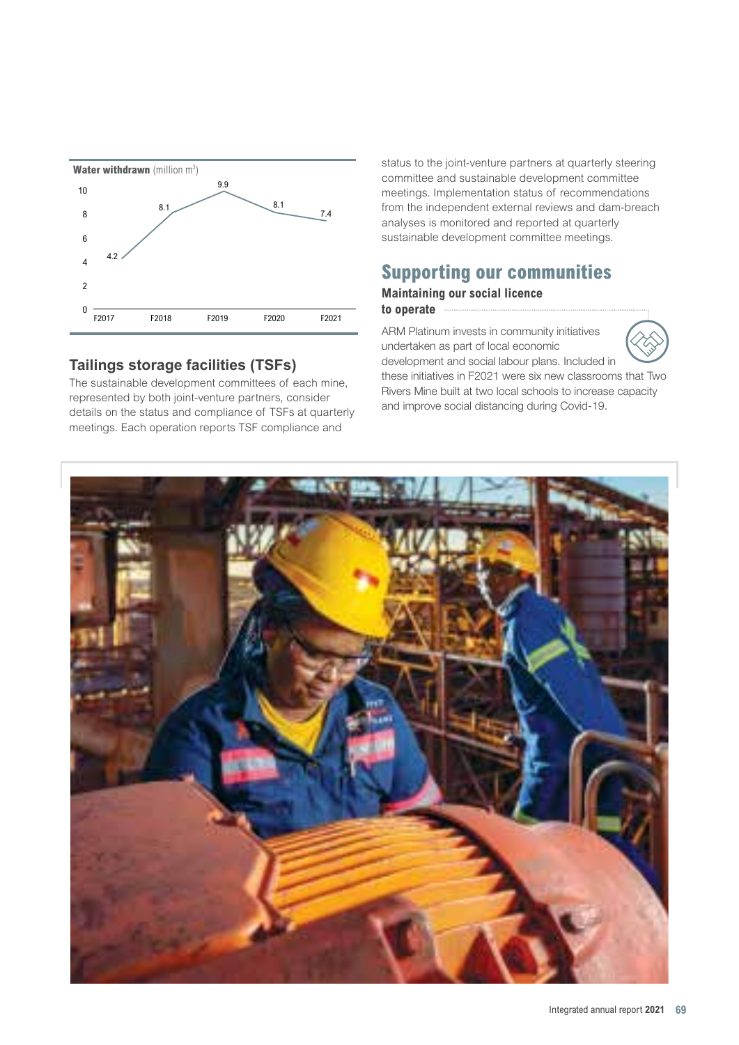**Water withdrawn** (million $m^3$)

| F2017 | F2018 | F2019 | F2020 | F2021 |
|---|---|---|---|---|
| 4.2 | 8.1 | 9.9 | 8.1 | 7.4 |

## Tailings storage facilities (TSFs)

The sustainable development committees of each mine, represented by both joint-venture partners, consider details on the status and compliance of TSFs at quarterly meetings. Each operation reports TSF compliance and status to the joint-venture partners at quarterly steering committee and sustainable development committee meetings. Implementation status of recommendations from the independent external reviews and dam-breach analyses is monitored and reported at quarterly sustainable development committee meetings.

## Supporting our communities

### Maintaining our social licence to operate

ARM Platinum invests in community initiatives undertaken as part of local economic development and social labour plans. Included in these initiatives in F2021 were six new classrooms that Two Rivers Mine built at two local schools to increase capacity and improve social distancing during Covid-19.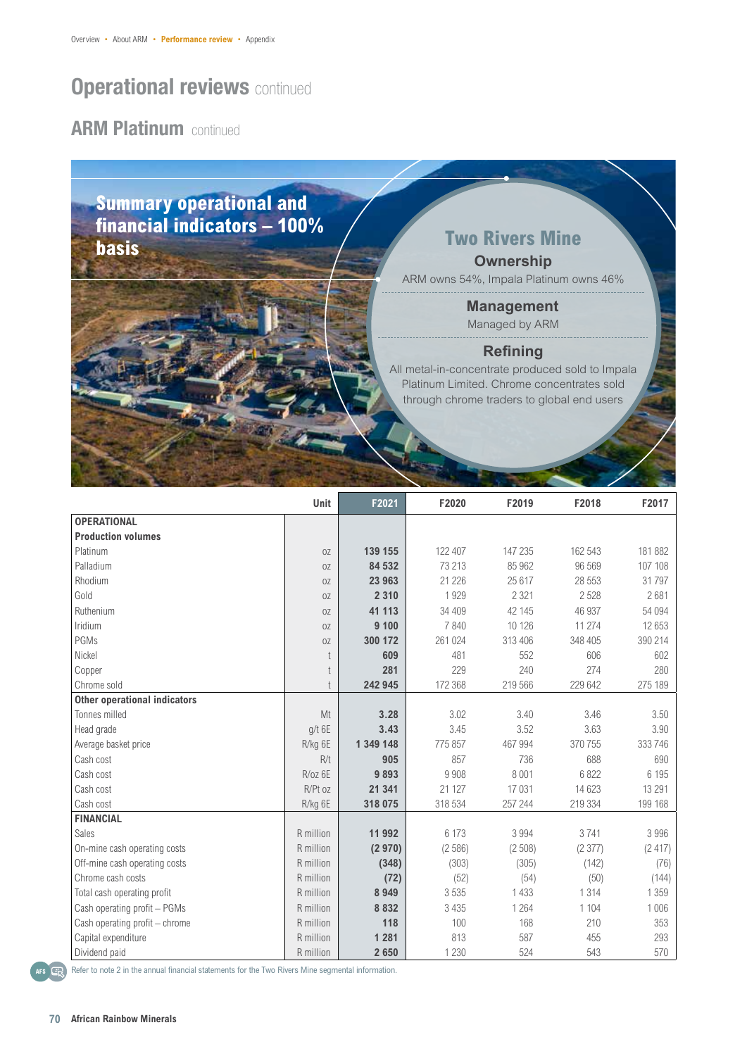# Operational reviews continued

## ARM Platinum continued

### Summary operational and financial indicators – 100% basis

### Two Rivers Mine

**Ownership**

ARM owns 54%, Impala Platinum owns 46%

**Management**

Managed by ARM

**Refining**

All metal-in-concentrate produced sold to Impala Platinum Limited. Chrome concentrates sold through chrome traders to global end users

| | Unit | F2021 | F2020 | F2019 | F2018 | F2017 |
|---|---|---|---|---|---|---|
| **OPERATIONAL** | | | | | | |
| **Production volumes** | | | | | | |
| Platinum | oz | **139 155** | 122 407 | 147 235 | 162 543 | 181 882 |
| Palladium | oz | **84 532** | 73 213 | 85 962 | 96 569 | 107 108 |
| Rhodium | oz | **23 963** | 21 226 | 25 617 | 28 553 | 31 797 |
| Gold | oz | **2 310** | 1 929 | 2 321 | 2 528 | 2 681 |
| Ruthenium | oz | **41 113** | 34 409 | 42 145 | 46 937 | 54 094 |
| Iridium | oz | **9 100** | 7 840 | 10 126 | 11 274 | 12 653 |
| PGMs | oz | **300 172** | 261 024 | 313 406 | 348 405 | 390 214 |
| Nickel | t | **609** | 481 | 552 | 606 | 602 |
| Copper | t | **281** | 229 | 240 | 274 | 280 |
| Chrome sold | t | **242 945** | 172 368 | 219 566 | 229 642 | 275 189 |
| **Other operational indicators** | | | | | | |
| Tonnes milled | Mt | **3.28** | 3.02 | 3.40 | 3.46 | 3.50 |
| Head grade | g/t 6E | **3.43** | 3.45 | 3.52 | 3.63 | 3.90 |
| Average basket price | R/kg 6E | **1 349 148** | 775 857 | 467 994 | 370 755 | 333 746 |
| Cash cost | R/t | **905** | 857 | 736 | 688 | 690 |
| Cash cost | R/oz 6E | **9 893** | 9 908 | 8 001 | 6 822 | 6 195 |
| Cash cost | R/Pt oz | **21 341** | 21 127 | 17 031 | 14 623 | 13 291 |
| Cash cost | R/kg 6E | **318 075** | 318 534 | 257 244 | 219 334 | 199 168 |
| **FINANCIAL** | | | | | | |
| Sales | R million | **11 992** | 6 173 | 3 994 | 3 741 | 3 996 |
| On-mine cash operating costs | R million | **(2 970)** | (2 586) | (2 508) | (2 377) | (2 417) |
| Off-mine cash operating costs | R million | **(348)** | (303) | (305) | (142) | (76) |
| Chrome cash costs | R million | **(72)** | (52) | (54) | (50) | (144) |
| Total cash operating profit | R million | **8 949** | 3 535 | 1 433 | 1 314 | 1 359 |
| Cash operating profit – PGMs | R million | **8 832** | 3 435 | 1 264 | 1 104 | 1 006 |
| Cash operating profit – chrome | R million | **118** | 100 | 168 | 210 | 353 |
| Capital expenditure | R million | **1 281** | 813 | 587 | 455 | 293 |
| Dividend paid | R million | **2 650** | 1 230 | 524 | 543 | 570 |

Refer to note 2 in the annual financial statements for the Two Rivers Mine segmental information.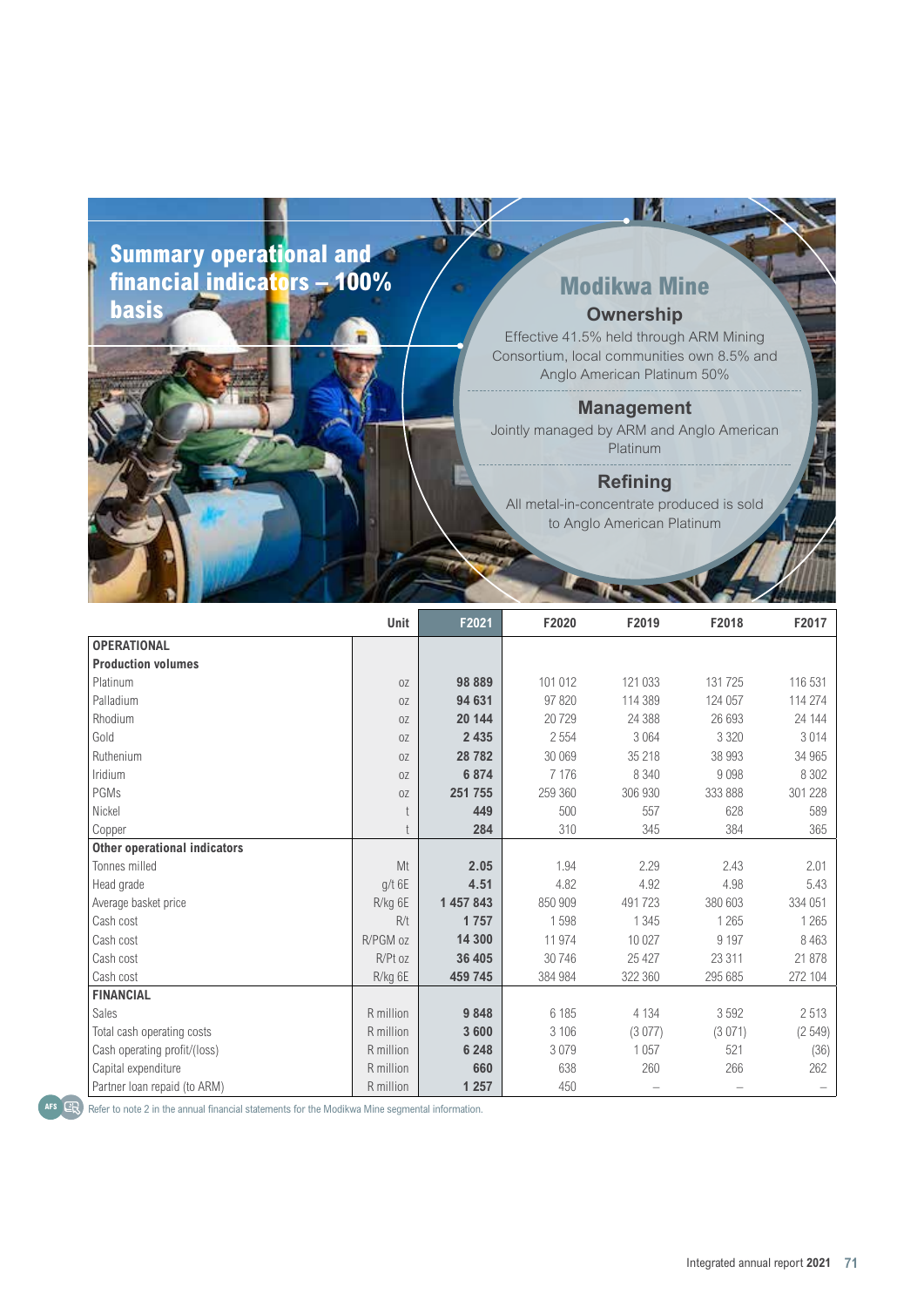## Summary operational and financial indicators – 100% basis

### Modikwa Mine

**Ownership**

Effective 41.5% held through ARM Mining Consortium, local communities own 8.5% and Anglo American Platinum 50%

**Management**

Jointly managed by ARM and Anglo American Platinum

**Refining**

All metal-in-concentrate produced is sold to Anglo American Platinum

| | Unit | F2021 | F2020 | F2019 | F2018 | F2017 |
|---|---|---|---|---|---|---|
| **OPERATIONAL** | | | | | | |
| **Production volumes** | | | | | | |
| Platinum | oz | **98 889** | 101 012 | 121 033 | 131 725 | 116 531 |
| Palladium | oz | **94 631** | 97 820 | 114 389 | 124 057 | 114 274 |
| Rhodium | oz | **20 144** | 20 729 | 24 388 | 26 693 | 24 144 |
| Gold | oz | **2 435** | 2 554 | 3 064 | 3 320 | 3 014 |
| Ruthenium | oz | **28 782** | 30 069 | 35 218 | 38 993 | 34 965 |
| Iridium | oz | **6 874** | 7 176 | 8 340 | 9 098 | 8 302 |
| PGMs | oz | **251 755** | 259 360 | 306 930 | 333 888 | 301 228 |
| Nickel | t | **449** | 500 | 557 | 628 | 589 |
| Copper | t | **284** | 310 | 345 | 384 | 365 |
| **Other operational indicators** | | | | | | |
| Tonnes milled | Mt | **2.05** | 1.94 | 2.29 | 2.43 | 2.01 |
| Head grade | g/t 6E | **4.51** | 4.82 | 4.92 | 4.98 | 5.43 |
| Average basket price | R/kg 6E | **1 457 843** | 850 909 | 491 723 | 380 603 | 334 051 |
| Cash cost | R/t | **1 757** | 1 598 | 1 345 | 1 265 | 1 265 |
| Cash cost | R/PGM oz | **14 300** | 11 974 | 10 027 | 9 197 | 8 463 |
| Cash cost | R/Pt oz | **36 405** | 30 746 | 25 427 | 23 311 | 21 878 |
| Cash cost | R/kg 6E | **459 745** | 384 984 | 322 360 | 295 685 | 272 104 |
| **FINANCIAL** | | | | | | |
| Sales | R million | **9 848** | 6 185 | 4 134 | 3 592 | 2 513 |
| Total cash operating costs | R million | **3 600** | 3 106 | (3 077) | (3 071) | (2 549) |
| Cash operating profit/(loss) | R million | **6 248** | 3 079 | 1 057 | 521 | (36) |
| Capital expenditure | R million | **660** | 638 | 260 | 266 | 262 |
| Partner loan repaid (to ARM) | R million | **1 257** | 450 | – | – | – |

AFS Refer to note 2 in the annual financial statements for the Modikwa Mine segmental information.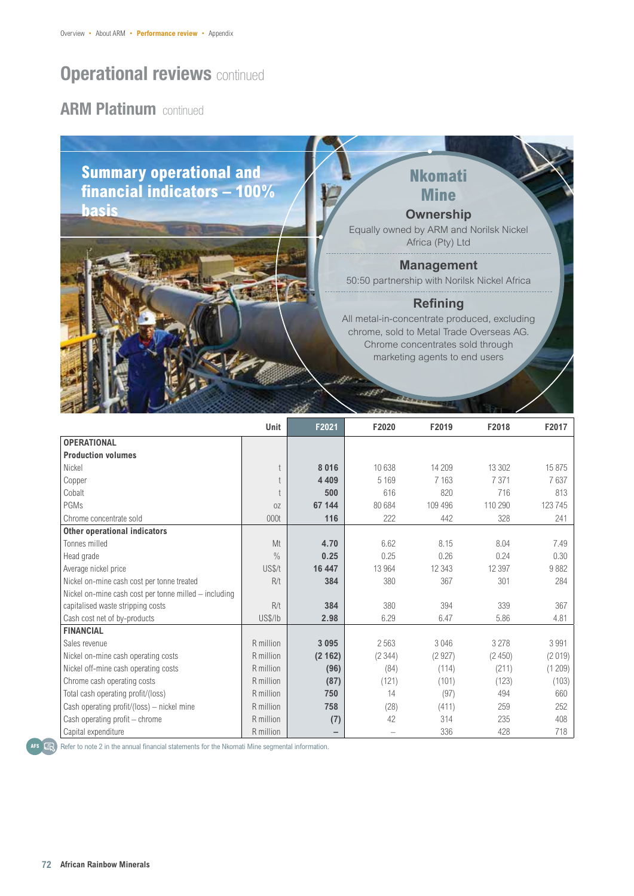# Operational reviews continued

## ARM Platinum continued

**Summary operational and financial indicators – 100% basis**

### Nkomati Mine

**Ownership**

Equally owned by ARM and Norilsk Nickel Africa (Pty) Ltd

**Management**

50:50 partnership with Norilsk Nickel Africa

**Refining**

All metal-in-concentrate produced, excluding chrome, sold to Metal Trade Overseas AG. Chrome concentrates sold through marketing agents to end users

| | Unit | F2021 | F2020 | F2019 | F2018 | F2017 |
|---|---|---|---|---|---|---|
| **OPERATIONAL** | | | | | | |
| **Production volumes** | | | | | | |
| Nickel | t | **8 016** | 10 638 | 14 209 | 13 302 | 15 875 |
| Copper | t | **4 409** | 5 169 | 7 163 | 7 371 | 7 637 |
| Cobalt | t | **500** | 616 | 820 | 716 | 813 |
| PGMs | oz | **67 144** | 80 684 | 109 496 | 110 290 | 123 745 |
| Chrome concentrate sold | 000t | **116** | 222 | 442 | 328 | 241 |
| **Other operational indicators** | | | | | | |
| Tonnes milled | Mt | **4.70** | 6.62 | 8.15 | 8.04 | 7.49 |
| Head grade | % | **0.25** | 0.25 | 0.26 | 0.24 | 0.30 |
| Average nickel price | US$/t | **16 447** | 13 964 | 12 343 | 12 397 | 9 882 |
| Nickel on-mine cash cost per tonne treated | R/t | **384** | 380 | 367 | 301 | 284 |
| Nickel on-mine cash cost per tonne milled – including capitalised waste stripping costs | R/t | **384** | 380 | 394 | 339 | 367 |
| Cash cost net of by-products | US$/lb | **2.98** | 6.29 | 6.47 | 5.86 | 4.81 |
| **FINANCIAL** | | | | | | |
| Sales revenue | R million | **3 095** | 2 563 | 3 046 | 3 278 | 3 991 |
| Nickel on-mine cash operating costs | R million | **(2 162)** | (2 344) | (2 927) | (2 450) | (2 019) |
| Nickel off-mine cash operating costs | R million | **(96)** | (84) | (114) | (211) | (1 209) |
| Chrome cash operating costs | R million | **(87)** | (121) | (101) | (123) | (103) |
| Total cash operating profit/(loss) | R million | **750** | 14 | (97) | 494 | 660 |
| Cash operating profit/(loss) – nickel mine | R million | **758** | (28) | (411) | 259 | 252 |
| Cash operating profit – chrome | R million | **(7)** | 42 | 314 | 235 | 408 |
| Capital expenditure | R million | **–** | – | 336 | 428 | 718 |

Refer to note 2 in the annual financial statements for the Nkomati Mine segmental information.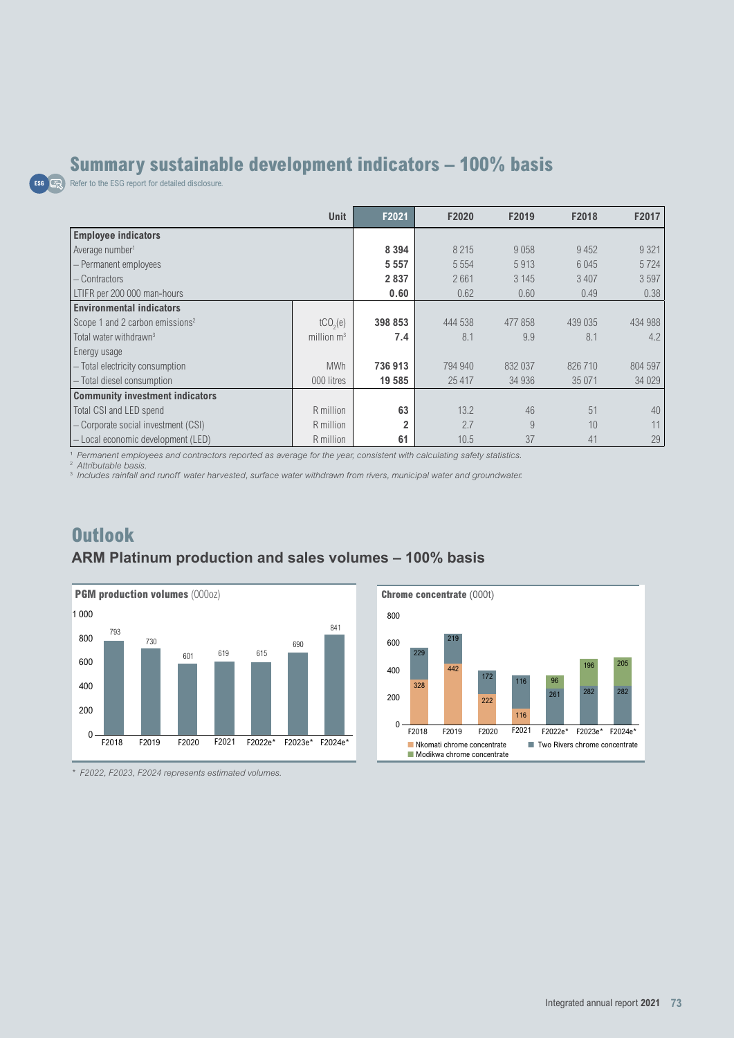## Summary sustainable development indicators – 100% basis

ESG Refer to the ESG report for detailed disclosure.

| | Unit | F2021 | F2020 | F2019 | F2018 | F2017 |
|---|---|---|---|---|---|---|
| **Employee indicators** | | | | | | |
| Average number[1] | | **8 394** | 8 215 | 9 058 | 9 452 | 9 321 |
| – Permanent employees | | **5 557** | 5 554 | 5 913 | 6 045 | 5 724 |
| – Contractors | | **2 837** | 2 661 | 3 145 | 3 407 | 3 597 |
| LTIFR per 200 000 man-hours | | **0.60** | 0.62 | 0.60 | 0.49 | 0.38 |
| **Environmental indicators** | | | | | | |
| Scope 1 and 2 carbon emissions[2] | $tCO_2(e)$ | **398 853** | 444 538 | 477 858 | 439 035 | 434 988 |
| Total water withdrawn[3] | million $m^3$ | **7.4** | 8.1 | 9.9 | 8.1 | 4.2 |
| Energy usage | | | | | | |
| – Total electricity consumption | MWh | **736 913** | 794 940 | 832 037 | 826 710 | 804 597 |
| – Total diesel consumption | 000 litres | **19 585** | 25 417 | 34 936 | 35 071 | 34 029 |
| **Community investment indicators** | | | | | | |
| Total CSI and LED spend | R million | **63** | 13.2 | 46 | 51 | 40 |
| – Corporate social investment (CSI) | R million | **2** | 2.7 | 9 | 10 | 11 |
| – Local economic development (LED) | R million | **61** | 10.5 | 37 | 41 | 29 |

[1] *Permanent employees and contractors reported as average for the year, consistent with calculating safety statistics.*
[2] *Attributable basis.*
[3] *Includes rainfall and runoff water harvested, surface water withdrawn from rivers, municipal water and groundwater.*

## Outlook

### ARM Platinum production and sales volumes – 100% basis

**PGM production volumes** (000oz)

1 000
800
600
400
200
0

793
730
601
619
615
690
841

F2018 F2019 F2020 F2021 F2022e* F2023e* F2024e*

**Chrome concentrate** (000t)

800
600
400
200
0

229
328
219
442
172
222
116
116
96
261
196
282
205
282

F2018 F2019 F2020 F2021 F2022e* F2023e* F2024e*

Nkomati chrome concentrate
Two Rivers chrome concentrate
Modikwa chrome concentrate

\* *F2022, F2023, F2024 represents estimated volumes.*